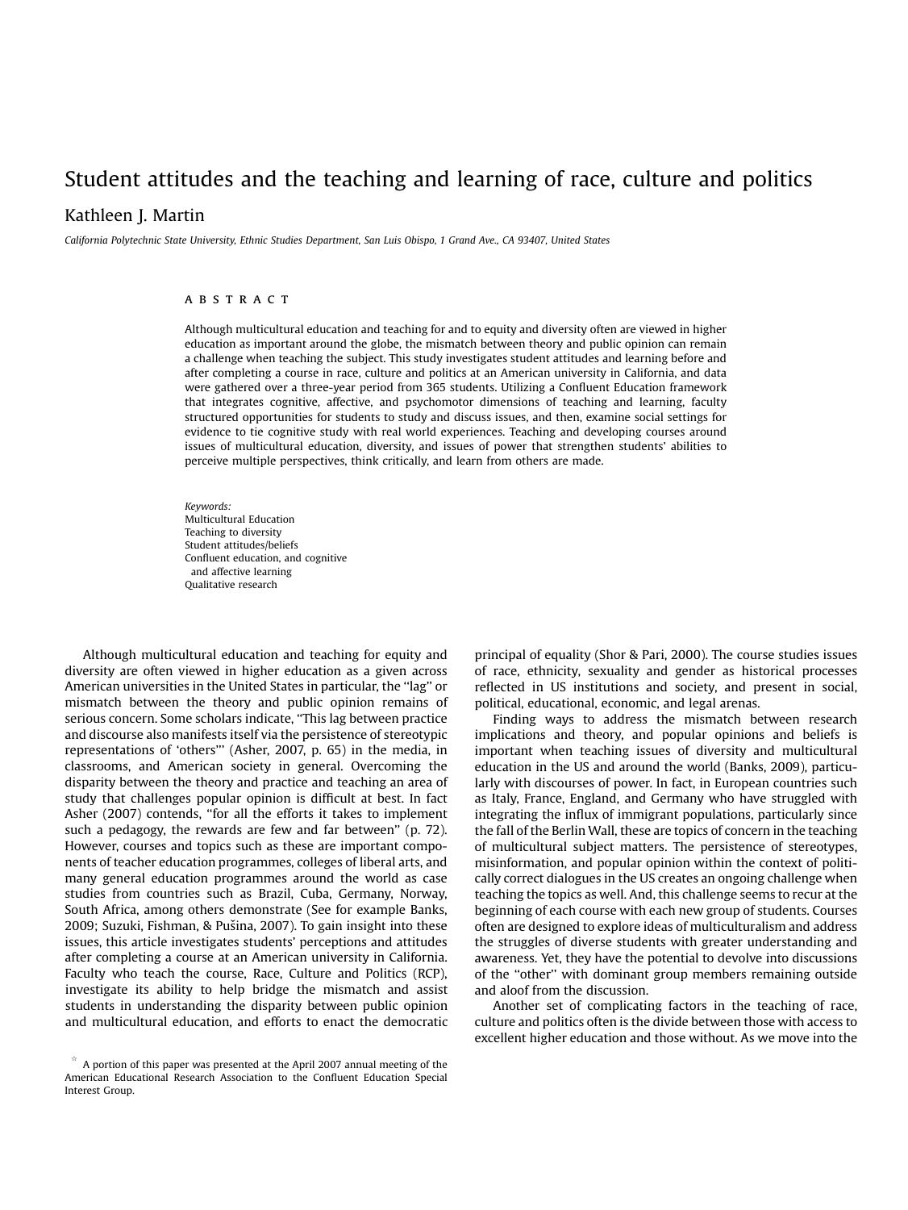# Student attitudes and the teaching and learning of race, culture and politics

Kathleen J. Martin

*California Polytechnic State University, Ethnic Studies Department, San Luis Obispo, 1 Grand Ave., CA 93407, United States*

## ABSTRACT

Although multicultural education and teaching for and to equity and diversity often are viewed in higher education as important around the globe, the mismatch between theory and public opinion can remain a challenge when teaching the subject. This study investigates student attitudes and learning before and after completing a course in race, culture and politics at an American university in California, and data were gathered over a three-year period from 365 students. Utilizing a Confluent Education framework that integrates cognitive, affective, and psychomotor dimensions of teaching and learning, faculty structured opportunities for students to study and discuss issues, and then, examine social settings for evidence to tie cognitive study with real world experiences. Teaching and developing courses around issues of multicultural education, diversity, and issues of power that strengthen students' abilities to perceive multiple perspectives, think critically, and learn from others are made.

*Keywords:*
Multicultural Education
Teaching to diversity
Student attitudes/beliefs
Confluent education, and cognitive and affective learning
Qualitative research

Although multicultural education and teaching for equity and diversity are often viewed in higher education as a given across American universities in the United States in particular, the "lag" or mismatch between the theory and public opinion remains of serious concern. Some scholars indicate, "This lag between practice and discourse also manifests itself via the persistence of stereotypic representations of 'others'" (Asher, 2007, p. 65) in the media, in classrooms, and American society in general. Overcoming the disparity between the theory and practice and teaching an area of study that challenges popular opinion is difficult at best. In fact Asher (2007) contends, "for all the efforts it takes to implement such a pedagogy, the rewards are few and far between" (p. 72). However, courses and topics such as these are important components of teacher education programmes, colleges of liberal arts, and many general education programmes around the world as case studies from countries such as Brazil, Cuba, Germany, Norway, South Africa, among others demonstrate (See for example Banks, 2009; Suzuki, Fishman, & Pušina, 2007). To gain insight into these issues, this article investigates students' perceptions and attitudes after completing a course at an American university in California. Faculty who teach the course, Race, Culture and Politics (RCP), investigate its ability to help bridge the mismatch and assist students in understanding the disparity between public opinion and multicultural education, and efforts to enact the democratic principal of equality (Shor & Pari, 2000). The course studies issues of race, ethnicity, sexuality and gender as historical processes reflected in US institutions and society, and present in social, political, educational, economic, and legal arenas.

Finding ways to address the mismatch between research implications and theory, and popular opinions and beliefs is important when teaching issues of diversity and multicultural education in the US and around the world (Banks, 2009), particularly with discourses of power. In fact, in European countries such as Italy, France, England, and Germany who have struggled with integrating the influx of immigrant populations, particularly since the fall of the Berlin Wall, these are topics of concern in the teaching of multicultural subject matters. The persistence of stereotypes, misinformation, and popular opinion within the context of politically correct dialogues in the US creates an ongoing challenge when teaching the topics as well. And, this challenge seems to recur at the beginning of each course with each new group of students. Courses often are designed to explore ideas of multiculturalism and address the struggles of diverse students with greater understanding and awareness. Yet, they have the potential to devolve into discussions of the "other" with dominant group members remaining outside and aloof from the discussion.

Another set of complicating factors in the teaching of race, culture and politics often is the divide between those with access to excellent higher education and those without. As we move into the

☆ A portion of this paper was presented at the April 2007 annual meeting of the American Educational Research Association to the Confluent Education Special Interest Group.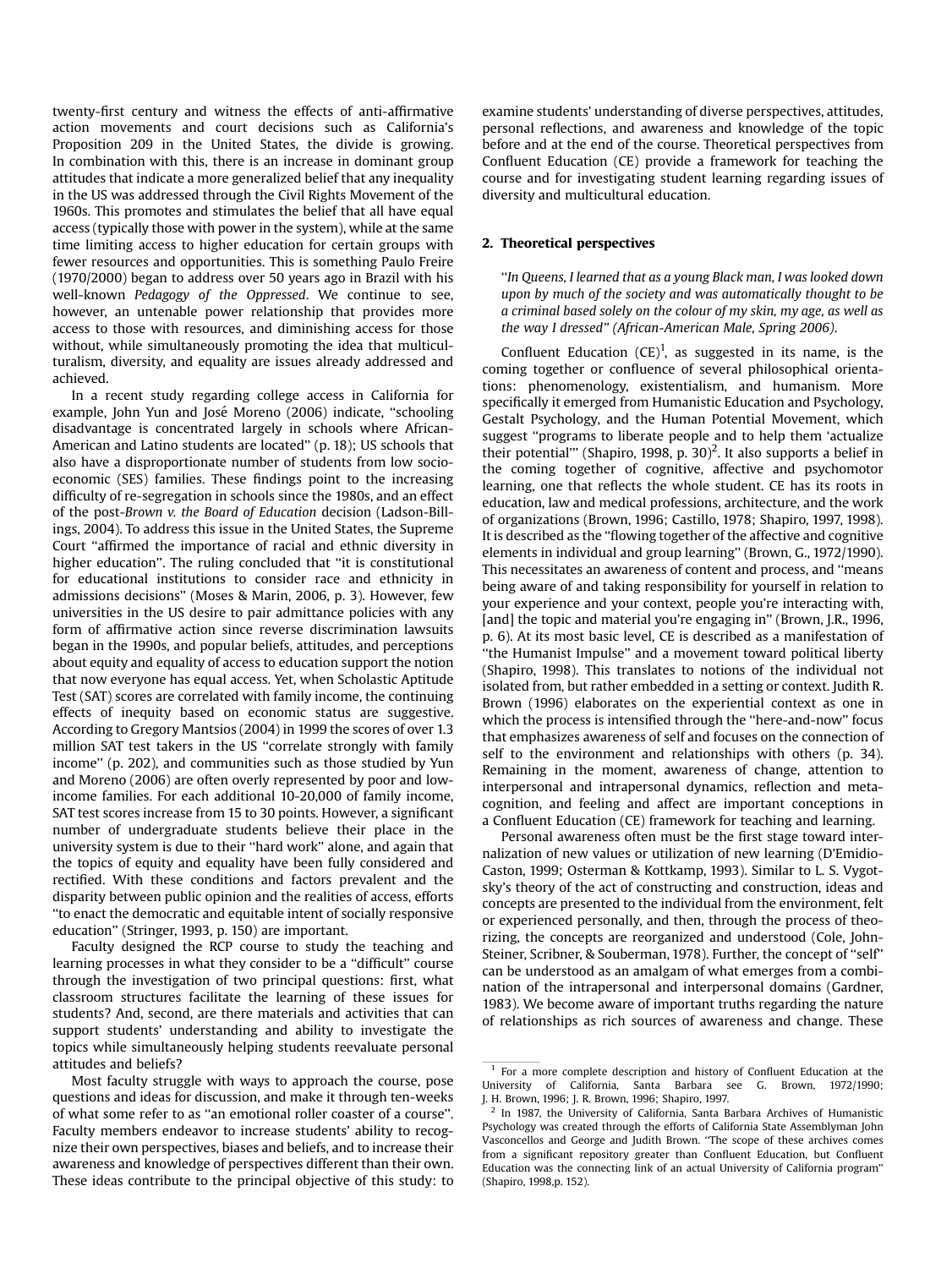twenty-first century and witness the effects of anti-affirmative action movements and court decisions such as California's Proposition 209 in the United States, the divide is growing. In combination with this, there is an increase in dominant group attitudes that indicate a more generalized belief that any inequality in the US was addressed through the Civil Rights Movement of the 1960s. This promotes and stimulates the belief that all have equal access (typically those with power in the system), while at the same time limiting access to higher education for certain groups with fewer resources and opportunities. This is something Paulo Freire (1970/2000) began to address over 50 years ago in Brazil with his well-known *Pedagogy of the Oppressed*. We continue to see, however, an untenable power relationship that provides more access to those with resources, and diminishing access for those without, while simultaneously promoting the idea that multiculturalism, diversity, and equality are issues already addressed and achieved.

In a recent study regarding college access in California for example, John Yun and José Moreno (2006) indicate, "schooling disadvantage is concentrated largely in schools where African-American and Latino students are located" (p. 18); US schools that also have a disproportionate number of students from low socioeconomic (SES) families. These findings point to the increasing difficulty of re-segregation in schools since the 1980s, and an effect of the post-*Brown v. the Board of Education* decision (Ladson-Billings, 2004). To address this issue in the United States, the Supreme Court "affirmed the importance of racial and ethnic diversity in higher education". The ruling concluded that "it is constitutional for educational institutions to consider race and ethnicity in admissions decisions" (Moses & Marin, 2006, p. 3). However, few universities in the US desire to pair admittance policies with any form of affirmative action since reverse discrimination lawsuits began in the 1990s, and popular beliefs, attitudes, and perceptions about equity and equality of access to education support the notion that now everyone has equal access. Yet, when Scholastic Aptitude Test (SAT) scores are correlated with family income, the continuing effects of inequity based on economic status are suggestive. According to Gregory Mantsios (2004) in 1999 the scores of over 1.3 million SAT test takers in the US "correlate strongly with family income" (p. 202), and communities such as those studied by Yun and Moreno (2006) are often overly represented by poor and low-income families. For each additional 10-20,000 of family income, SAT test scores increase from 15 to 30 points. However, a significant number of undergraduate students believe their place in the university system is due to their "hard work" alone, and again that the topics of equity and equality have been fully considered and rectified. With these conditions and factors prevalent and the disparity between public opinion and the realities of access, efforts "to enact the democratic and equitable intent of socially responsive education" (Stringer, 1993, p. 150) are important.

Faculty designed the RCP course to study the teaching and learning processes in what they consider to be a "difficult" course through the investigation of two principal questions: first, what classroom structures facilitate the learning of these issues for students? And, second, are there materials and activities that can support students' understanding and ability to investigate the topics while simultaneously helping students reevaluate personal attitudes and beliefs?

Most faculty struggle with ways to approach the course, pose questions and ideas for discussion, and make it through ten-weeks of what some refer to as "an emotional roller coaster of a course". Faculty members endeavor to increase students' ability to recognize their own perspectives, biases and beliefs, and to increase their awareness and knowledge of perspectives different than their own. These ideas contribute to the principal objective of this study: to examine students' understanding of diverse perspectives, attitudes, personal reflections, and awareness and knowledge of the topic before and at the end of the course. Theoretical perspectives from Confluent Education (CE) provide a framework for teaching the course and for investigating student learning regarding issues of diversity and multicultural education.

## 2. Theoretical perspectives

"*In Queens, I learned that as a young Black man, I was looked down upon by much of the society and was automatically thought to be a criminal based solely on the colour of my skin, my age, as well as the way I dressed" (African-American Male, Spring 2006)*.

Confluent Education (CE)[1], as suggested in its name, is the coming together or confluence of several philosophical orientations: phenomenology, existentialism, and humanism. More specifically it emerged from Humanistic Education and Psychology, Gestalt Psychology, and the Human Potential Movement, which suggest "programs to liberate people and to help them 'actualize their potential'" (Shapiro, 1998, p. 30)[2]. It also supports a belief in the coming together of cognitive, affective and psychomotor learning, one that reflects the whole student. CE has its roots in education, law and medical professions, architecture, and the work of organizations (Brown, 1996; Castillo, 1978; Shapiro, 1997, 1998). It is described as the "flowing together of the affective and cognitive elements in individual and group learning" (Brown, G., 1972/1990). This necessitates an awareness of content and process, and "means being aware of and taking responsibility for yourself in relation to your experience and your context, people you're interacting with, [and] the topic and material you're engaging in" (Brown, J.R., 1996, p. 6). At its most basic level, CE is described as a manifestation of "the Humanist Impulse" and a movement toward political liberty (Shapiro, 1998). This translates to notions of the individual not isolated from, but rather embedded in a setting or context. Judith R. Brown (1996) elaborates on the experiential context as one in which the process is intensified through the "here-and-now" focus that emphasizes awareness of self and focuses on the connection of self to the environment and relationships with others (p. 34). Remaining in the moment, awareness of change, attention to interpersonal and intrapersonal dynamics, reflection and meta-cognition, and feeling and affect are important conceptions in a Confluent Education (CE) framework for teaching and learning.

Personal awareness often must be the first stage toward internalization of new values or utilization of new learning (D'Emidio-Caston, 1999; Osterman & Kottkamp, 1993). Similar to L. S. Vygotsky's theory of the act of constructing and construction, ideas and concepts are presented to the individual from the environment, felt or experienced personally, and then, through the process of theorizing, the concepts are reorganized and understood (Cole, John-Steiner, Scribner, & Souberman, 1978). Further, the concept of "self" can be understood as an amalgam of what emerges from a combination of the intrapersonal and interpersonal domains (Gardner, 1983). We become aware of important truths regarding the nature of relationships as rich sources of awareness and change. These

[1] For a more complete description and history of Confluent Education at the University of California, Santa Barbara see G. Brown, 1972/1990; J. H. Brown, 1996; J. R. Brown, 1996; Shapiro, 1997.

[2] In 1987, the University of California, Santa Barbara Archives of Humanistic Psychology was created through the efforts of California State Assemblyman John Vasconcellos and George and Judith Brown. "The scope of these archives comes from a significant repository greater than Confluent Education, but Confluent Education was the connecting link of an actual University of California program" (Shapiro, 1998,p. 152).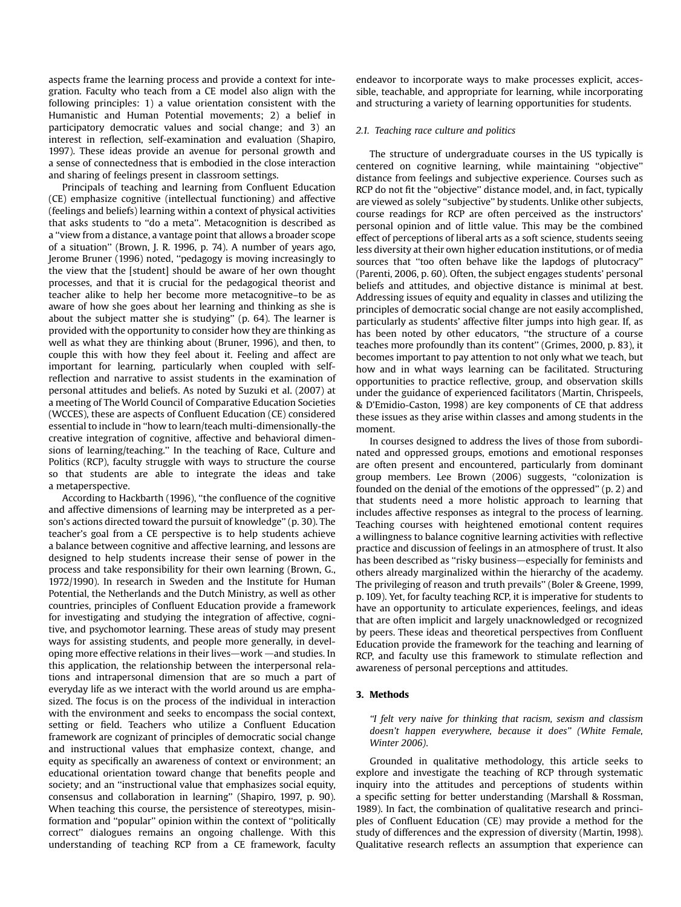aspects frame the learning process and provide a context for integration. Faculty who teach from a CE model also align with the following principles: 1) a value orientation consistent with the Humanistic and Human Potential movements; 2) a belief in participatory democratic values and social change; and 3) an interest in reflection, self-examination and evaluation (Shapiro, 1997). These ideas provide an avenue for personal growth and a sense of connectedness that is embodied in the close interaction and sharing of feelings present in classroom settings.

Principals of teaching and learning from Confluent Education (CE) emphasize cognitive (intellectual functioning) and affective (feelings and beliefs) learning within a context of physical activities that asks students to ''do a meta''. Metacognition is described as a ''view from a distance, a vantage point that allows a broader scope of a situation'' (Brown, J. R. 1996, p. 74). A number of years ago, Jerome Bruner (1996) noted, ''pedagogy is moving increasingly to the view that the [student] should be aware of her own thought processes, and that it is crucial for the pedagogical theorist and teacher alike to help her become more metacognitive–to be as aware of how she goes about her learning and thinking as she is about the subject matter she is studying'' (p. 64). The learner is provided with the opportunity to consider how they are thinking as well as what they are thinking about (Bruner, 1996), and then, to couple this with how they feel about it. Feeling and affect are important for learning, particularly when coupled with self-reflection and narrative to assist students in the examination of personal attitudes and beliefs. As noted by Suzuki et al. (2007) at a meeting of The World Council of Comparative Education Societies (WCCES), these are aspects of Confluent Education (CE) considered essential to include in ''how to learn/teach multi-dimensionally-the creative integration of cognitive, affective and behavioral dimensions of learning/teaching.'' In the teaching of Race, Culture and Politics (RCP), faculty struggle with ways to structure the course so that students are able to integrate the ideas and take a metaperspective.

According to Hackbarth (1996), ''the confluence of the cognitive and affective dimensions of learning may be interpreted as a person's actions directed toward the pursuit of knowledge'' (p. 30). The teacher's goal from a CE perspective is to help students achieve a balance between cognitive and affective learning, and lessons are designed to help students increase their sense of power in the process and take responsibility for their own learning (Brown, G., 1972/1990). In research in Sweden and the Institute for Human Potential, the Netherlands and the Dutch Ministry, as well as other countries, principles of Confluent Education provide a framework for investigating and studying the integration of affective, cognitive, and psychomotor learning. These areas of study may present ways for assisting students, and people more generally, in developing more effective relations in their lives—work —and studies. In this application, the relationship between the interpersonal relations and intrapersonal dimension that are so much a part of everyday life as we interact with the world around us are emphasized. The focus is on the process of the individual in interaction with the environment and seeks to encompass the social context, setting or field. Teachers who utilize a Confluent Education framework are cognizant of principles of democratic social change and instructional values that emphasize context, change, and equity as specifically an awareness of context or environment; an educational orientation toward change that benefits people and society; and an ''instructional value that emphasizes social equity, consensus and collaboration in learning'' (Shapiro, 1997, p. 90). When teaching this course, the persistence of stereotypes, misinformation and ''popular'' opinion within the context of ''politically correct'' dialogues remains an ongoing challenge. With this understanding of teaching RCP from a CE framework, faculty endeavor to incorporate ways to make processes explicit, accessible, teachable, and appropriate for learning, while incorporating and structuring a variety of learning opportunities for students.

### *2.1. Teaching race culture and politics*

The structure of undergraduate courses in the US typically is centered on cognitive learning, while maintaining ''objective'' distance from feelings and subjective experience. Courses such as RCP do not fit the ''objective'' distance model, and, in fact, typically are viewed as solely ''subjective'' by students. Unlike other subjects, course readings for RCP are often perceived as the instructors' personal opinion and of little value. This may be the combined effect of perceptions of liberal arts as a soft science, students seeing less diversity at their own higher education institutions, or of media sources that ''too often behave like the lapdogs of plutocracy'' (Parenti, 2006, p. 60). Often, the subject engages students' personal beliefs and attitudes, and objective distance is minimal at best. Addressing issues of equity and equality in classes and utilizing the principles of democratic social change are not easily accomplished, particularly as students' affective filter jumps into high gear. If, as has been noted by other educators, ''the structure of a course teaches more profoundly than its content'' (Grimes, 2000, p. 83), it becomes important to pay attention to not only what we teach, but how and in what ways learning can be facilitated. Structuring opportunities to practice reflective, group, and observation skills under the guidance of experienced facilitators (Martin, Chrispeels, & D'Emidio-Caston, 1998) are key components of CE that address these issues as they arise within classes and among students in the moment.

In courses designed to address the lives of those from subordinated and oppressed groups, emotions and emotional responses are often present and encountered, particularly from dominant group members. Lee Brown (2006) suggests, ''colonization is founded on the denial of the emotions of the oppressed'' (p. 2) and that students need a more holistic approach to learning that includes affective responses as integral to the process of learning. Teaching courses with heightened emotional content requires a willingness to balance cognitive learning activities with reflective practice and discussion of feelings in an atmosphere of trust. It also has been described as ''risky business—especially for feminists and others already marginalized within the hierarchy of the academy. The privileging of reason and truth prevails'' (Boler & Greene, 1999, p. 109). Yet, for faculty teaching RCP, it is imperative for students to have an opportunity to articulate experiences, feelings, and ideas that are often implicit and largely unacknowledged or recognized by peers. These ideas and theoretical perspectives from Confluent Education provide the framework for the teaching and learning of RCP, and faculty use this framework to stimulate reflection and awareness of personal perceptions and attitudes.

## 3. Methods

*''I felt very naive for thinking that racism, sexism and classism doesn't happen everywhere, because it does'' (White Female, Winter 2006).*

Grounded in qualitative methodology, this article seeks to explore and investigate the teaching of RCP through systematic inquiry into the attitudes and perceptions of students within a specific setting for better understanding (Marshall & Rossman, 1989). In fact, the combination of qualitative research and principles of Confluent Education (CE) may provide a method for the study of differences and the expression of diversity (Martin, 1998). Qualitative research reflects an assumption that experience can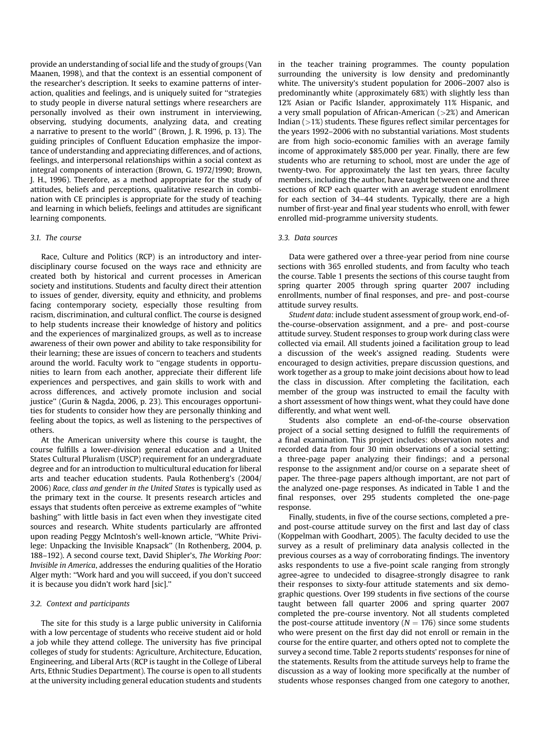provide an understanding of social life and the study of groups (Van Maanen, 1998), and that the context is an essential component of the researcher's description. It seeks to examine patterns of interaction, qualities and feelings, and is uniquely suited for ''strategies to study people in diverse natural settings where researchers are personally involved as their own instrument in interviewing, observing, studying documents, analyzing data, and creating a narrative to present to the world'' (Brown, J. R. 1996, p. 13). The guiding principles of Confluent Education emphasize the importance of understanding and appreciating differences, and of actions, feelings, and interpersonal relationships within a social context as integral components of interaction (Brown, G. 1972/1990; Brown, J. H., 1996). Therefore, as a method appropriate for the study of attitudes, beliefs and perceptions, qualitative research in combination with CE principles is appropriate for the study of teaching and learning in which beliefs, feelings and attitudes are significant learning components.

### 3.1. The course

Race, Culture and Politics (RCP) is an introductory and interdisciplinary course focused on the ways race and ethnicity are created both by historical and current processes in American society and institutions. Students and faculty direct their attention to issues of gender, diversity, equity and ethnicity, and problems facing contemporary society, especially those resulting from racism, discrimination, and cultural conflict. The course is designed to help students increase their knowledge of history and politics and the experiences of marginalized groups, as well as to increase awareness of their own power and ability to take responsibility for their learning; these are issues of concern to teachers and students around the world. Faculty work to ''engage students in opportunities to learn from each another, appreciate their different life experiences and perspectives, and gain skills to work with and across differences, and actively promote inclusion and social justice'' (Gurin & Nagda, 2006, p. 23). This encourages opportunities for students to consider how they are personally thinking and feeling about the topics, as well as listening to the perspectives of others.

At the American university where this course is taught, the course fulfills a lower-division general education and a United States Cultural Pluralism (USCP) requirement for an undergraduate degree and for an introduction to multicultural education for liberal arts and teacher education students. Paula Rothenberg's (2004/2006) *Race, class and gender in the United States* is typically used as the primary text in the course. It presents research articles and essays that students often perceive as extreme examples of ''white bashing'' with little basis in fact even when they investigate cited sources and research. White students particularly are affronted upon reading Peggy McIntosh's well-known article, ''White Privilege: Unpacking the Invisible Knapsack'' (In Rothenberg, 2004, p. 188–192). A second course text, David Shipler's, *The Working Poor: Invisible in America*, addresses the enduring qualities of the Horatio Alger myth: ''Work hard and you will succeed, if you don't succeed it is because you didn't work hard [sic].''

### 3.2. Context and participants

The site for this study is a large public university in California with a low percentage of students who receive student aid or hold a job while they attend college. The university has five principal colleges of study for students: Agriculture, Architecture, Education, Engineering, and Liberal Arts (RCP is taught in the College of Liberal Arts, Ethnic Studies Department). The course is open to all students at the university including general education students and students in the teacher training programmes. The county population surrounding the university is low density and predominantly white. The university's student population for 2006–2007 also is predominantly white (approximately 68%) with slightly less than 12% Asian or Pacific Islander, approximately 11% Hispanic, and a very small population of African-American (>2%) and American Indian (>1%) students. These figures reflect similar percentages for the years 1992–2006 with no substantial variations. Most students are from high socio-economic families with an average family income of approximately $85,000 per year. Finally, there are few students who are returning to school, most are under the age of twenty-two. For approximately the last ten years, three faculty members, including the author, have taught between one and three sections of RCP each quarter with an average student enrollment for each section of 34–44 students. Typically, there are a high number of first-year and final year students who enroll, with fewer enrolled mid-programme university students.

### 3.3. Data sources

Data were gathered over a three-year period from nine course sections with 365 enrolled students, and from faculty who teach the course. Table 1 presents the sections of this course taught from spring quarter 2005 through spring quarter 2007 including enrollments, number of final responses, and pre- and post-course attitude survey results.

*Student data*: include student assessment of group work, end-of-the-course-observation assignment, and a pre- and post-course attitude survey. Student responses to group work during class were collected via email. All students joined a facilitation group to lead a discussion of the week's assigned reading. Students were encouraged to design activities, prepare discussion questions, and work together as a group to make joint decisions about how to lead the class in discussion. After completing the facilitation, each member of the group was instructed to email the faculty with a short assessment of how things went, what they could have done differently, and what went well.

Students also complete an end-of-the-course observation project of a social setting designed to fulfill the requirements of a final examination. This project includes: observation notes and recorded data from four 30 min observations of a social setting; a three-page paper analyzing their findings; and a personal response to the assignment and/or course on a separate sheet of paper. The three-page papers although important, are not part of the analyzed one-page responses. As indicated in Table 1 and the final responses, over 295 students completed the one-page response.

Finally, students, in five of the course sections, completed a pre- and post-course attitude survey on the first and last day of class (Koppelman with Goodhart, 2005). The faculty decided to use the survey as a result of preliminary data analysis collected in the previous courses as a way of corroborating findings. The inventory asks respondents to use a five-point scale ranging from strongly agree-agree to undecided to disagree-strongly disagree to rank their responses to sixty-four attitude statements and six demographic questions. Over 199 students in five sections of the course taught between fall quarter 2006 and spring quarter 2007 completed the pre-course inventory. Not all students completed the post-course attitude inventory ($N = 176$) since some students who were present on the first day did not enroll or remain in the course for the entire quarter, and others opted not to complete the survey a second time. Table 2 reports students' responses for nine of the statements. Results from the attitude surveys help to frame the discussion as a way of looking more specifically at the number of students whose responses changed from one category to another,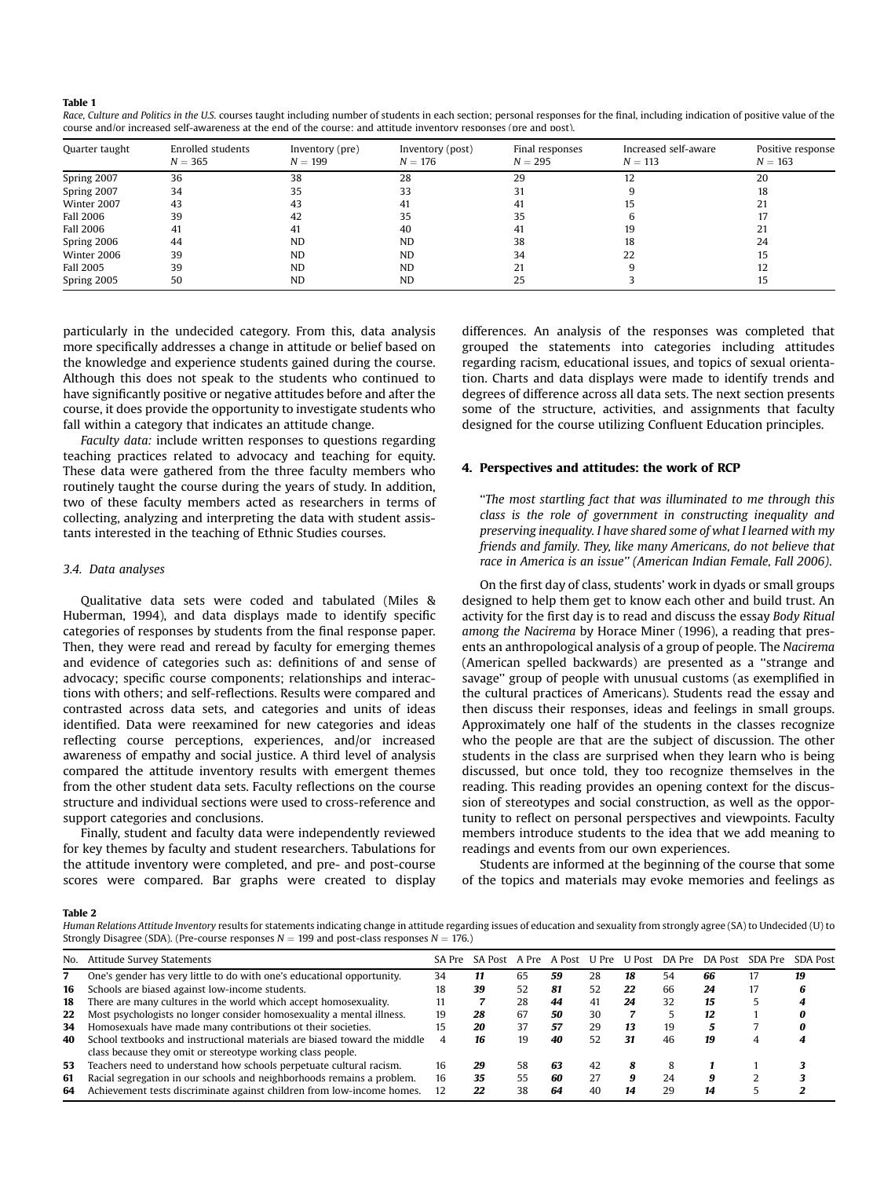**Table 1**

*Race, Culture and Politics in the U.S.* courses taught including number of students in each section; personal responses for the final, including indication of positive value of the course and/or increased self-awareness at the end of the course; and attitude inventory responses (pre and post).

| Quarter taught | Enrolled students $N = 365$ | Inventory (pre) $N = 199$ | Inventory (post) $N = 176$ | Final responses $N = 295$ | Increased self-aware $N = 113$ | Positive response $N = 163$ |
|---|---|---|---|---|---|---|
| Spring 2007 | 36 | 38 | 28 | 29 | 12 | 20 |
| Spring 2007 | 34 | 35 | 33 | 31 | 9 | 18 |
| Winter 2007 | 43 | 43 | 41 | 41 | 15 | 21 |
| Fall 2006 | 39 | 42 | 35 | 35 | 6 | 17 |
| Fall 2006 | 41 | 41 | 40 | 41 | 19 | 21 |
| Spring 2006 | 44 | ND | ND | 38 | 18 | 24 |
| Winter 2006 | 39 | ND | ND | 34 | 22 | 15 |
| Fall 2005 | 39 | ND | ND | 21 | 9 | 12 |
| Spring 2005 | 50 | ND | ND | 25 | 3 | 15 |

particularly in the undecided category. From this, data analysis more specifically addresses a change in attitude or belief based on the knowledge and experience students gained during the course. Although this does not speak to the students who continued to have significantly positive or negative attitudes before and after the course, it does provide the opportunity to investigate students who fall within a category that indicates an attitude change.

*Faculty data:* include written responses to questions regarding teaching practices related to advocacy and teaching for equity. These data were gathered from the three faculty members who routinely taught the course during the years of study. In addition, two of these faculty members acted as researchers in terms of collecting, analyzing and interpreting the data with student assistants interested in the teaching of Ethnic Studies courses.

### 3.4. Data analyses

Qualitative data sets were coded and tabulated (Miles & Huberman, 1994), and data displays made to identify specific categories of responses by students from the final response paper. Then, they were read and reread by faculty for emerging themes and evidence of categories such as: definitions of and sense of advocacy; specific course components; relationships and interactions with others; and self-reflections. Results were compared and contrasted across data sets, and categories and units of ideas identified. Data were reexamined for new categories and ideas reflecting course perceptions, experiences, and/or increased awareness of empathy and social justice. A third level of analysis compared the attitude inventory results with emergent themes from the other student data sets. Faculty reflections on the course structure and individual sections were used to cross-reference and support categories and conclusions.

Finally, student and faculty data were independently reviewed for key themes by faculty and student researchers. Tabulations for the attitude inventory were completed, and pre- and post-course scores were compared. Bar graphs were created to display differences. An analysis of the responses was completed that grouped the statements into categories including attitudes regarding racism, educational issues, and topics of sexual orientation. Charts and data displays were made to identify trends and degrees of difference across all data sets. The next section presents some of the structure, activities, and assignments that faculty designed for the course utilizing Confluent Education principles.

## 4. Perspectives and attitudes: the work of RCP

"*The most startling fact that was illuminated to me through this class is the role of government in constructing inequality and preserving inequality. I have shared some of what I learned with my friends and family. They, like many Americans, do not believe that race in America is an issue*" *(American Indian Female, Fall 2006).*

On the first day of class, students' work in dyads or small groups designed to help them get to know each other and build trust. An activity for the first day is to read and discuss the essay *Body Ritual among the Nacirema* by Horace Miner (1996), a reading that presents an anthropological analysis of a group of people. The *Nacirema* (American spelled backwards) are presented as a "strange and savage" group of people with unusual customs (as exemplified in the cultural practices of Americans). Students read the essay and then discuss their responses, ideas and feelings in small groups. Approximately one half of the students in the classes recognize who the people are that are the subject of discussion. The other students in the class are surprised when they learn who is being discussed, but once told, they too recognize themselves in the reading. This reading provides an opening context for the discussion of stereotypes and social construction, as well as the opportunity to reflect on personal perspectives and viewpoints. Faculty members introduce students to the idea that we add meaning to readings and events from our own experiences.

Students are informed at the beginning of the course that some of the topics and materials may evoke memories and feelings as

**Table 2**

*Human Relations Attitude Inventory* results for statements indicating change in attitude regarding issues of education and sexuality from strongly agree (SA) to Undecided (U) to Strongly Disagree (SDA). (Pre-course responses $N = 199$ and post-class responses $N = 176$.)

| No. | Attitude Survey Statements | SA Pre | SA Post | A Pre | A Post | U Pre | U Post | DA Pre | DA Post | SDA Pre | SDA Post |
|---|---|---|---|---|---|---|---|---|---|---|---|
| **7** | One's gender has very little to do with one's educational opportunity. | 34 | ***11*** | 65 | ***59*** | 28 | ***18*** | 54 | ***66*** | 17 | ***19*** |
| **16** | Schools are biased against low-income students. | 18 | ***39*** | 52 | ***81*** | 52 | ***22*** | 66 | ***24*** | 17 | ***6*** |
| **18** | There are many cultures in the world which accept homosexuality. | 11 | ***7*** | 28 | ***44*** | 41 | ***24*** | 32 | ***15*** | 5 | ***4*** |
| **22** | Most psychologists no longer consider homosexuality a mental illness. | 19 | ***28*** | 67 | ***50*** | 30 | ***7*** | 5 | ***12*** | 1 | ***0*** |
| **34** | Homosexuals have made many contributions ot their societies. | 15 | ***20*** | 37 | ***57*** | 29 | ***13*** | 19 | ***5*** | 7 | ***0*** |
| **40** | School textbooks and instructional materials are biased toward the middle class because they omit or stereotype working class people. | 4 | ***16*** | 19 | ***40*** | 52 | ***31*** | 46 | ***19*** | 4 | ***4*** |
| **53** | Teachers need to understand how schools perpetuate cultural racism. | 16 | ***29*** | 58 | ***63*** | 42 | ***8*** | 8 | ***1*** | 1 | ***3*** |
| **61** | Racial segregation in our schools and neighborhoods remains a problem. | 16 | ***35*** | 55 | ***60*** | 27 | ***9*** | 24 | ***9*** | 2 | ***3*** |
| **64** | Achievement tests discriminate against children from low-income homes. | 12 | ***22*** | 38 | ***64*** | 40 | ***14*** | 29 | ***14*** | 5 | ***2*** |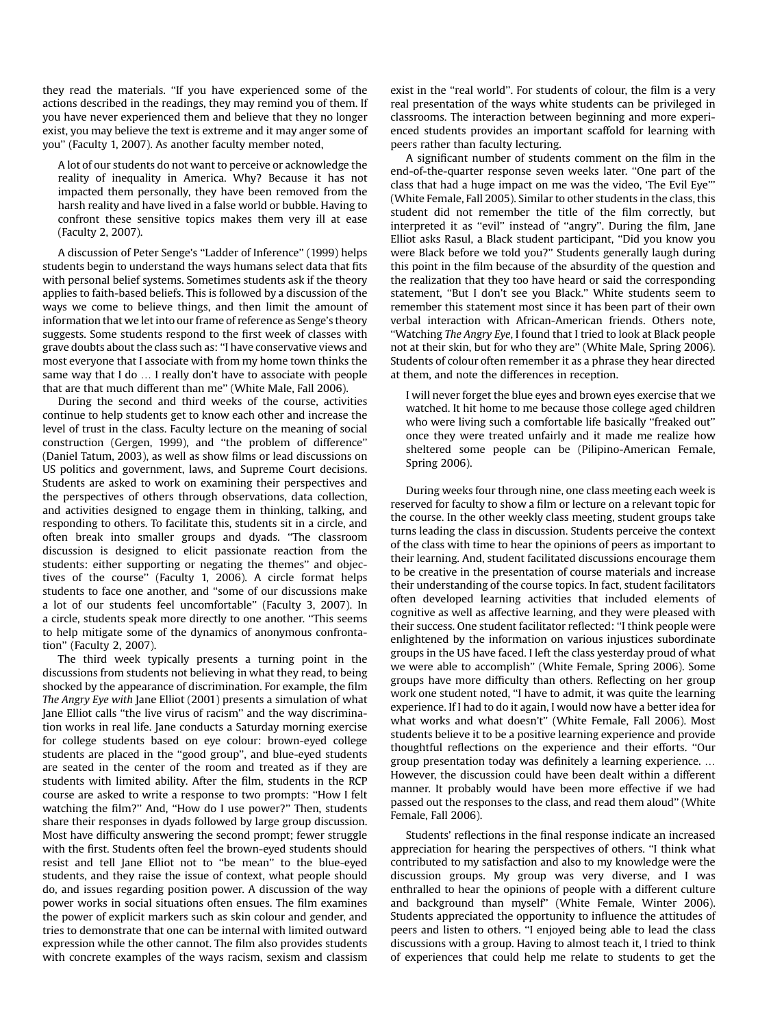they read the materials. "If you have experienced some of the actions described in the readings, they may remind you of them. If you have never experienced them and believe that they no longer exist, you may believe the text is extreme and it may anger some of you" (Faculty 1, 2007). As another faculty member noted,

> A lot of our students do not want to perceive or acknowledge the reality of inequality in America. Why? Because it has not impacted them personally, they have been removed from the harsh reality and have lived in a false world or bubble. Having to confront these sensitive topics makes them very ill at ease (Faculty 2, 2007).

A discussion of Peter Senge's "Ladder of Inference" (1999) helps students begin to understand the ways humans select data that fits with personal belief systems. Sometimes students ask if the theory applies to faith-based beliefs. This is followed by a discussion of the ways we come to believe things, and then limit the amount of information that we let into our frame of reference as Senge's theory suggests. Some students respond to the first week of classes with grave doubts about the class such as: "I have conservative views and most everyone that I associate with from my home town thinks the same way that I do … I really don't have to associate with people that are that much different than me" (White Male, Fall 2006).

During the second and third weeks of the course, activities continue to help students get to know each other and increase the level of trust in the class. Faculty lecture on the meaning of social construction (Gergen, 1999), and "the problem of difference" (Daniel Tatum, 2003), as well as show films or lead discussions on US politics and government, laws, and Supreme Court decisions. Students are asked to work on examining their perspectives and the perspectives of others through observations, data collection, and activities designed to engage them in thinking, talking, and responding to others. To facilitate this, students sit in a circle, and often break into smaller groups and dyads. "The classroom discussion is designed to elicit passionate reaction from the students: either supporting or negating the themes" and objectives of the course" (Faculty 1, 2006). A circle format helps students to face one another, and "some of our discussions make a lot of our students feel uncomfortable" (Faculty 3, 2007). In a circle, students speak more directly to one another. "This seems to help mitigate some of the dynamics of anonymous confrontation" (Faculty 2, 2007).

The third week typically presents a turning point in the discussions from students not believing in what they read, to being shocked by the appearance of discrimination. For example, the film *The Angry Eye with* Jane Elliot (2001) presents a simulation of what Jane Elliot calls "the live virus of racism" and the way discrimination works in real life. Jane conducts a Saturday morning exercise for college students based on eye colour: brown-eyed college students are placed in the "good group", and blue-eyed students are seated in the center of the room and treated as if they are students with limited ability. After the film, students in the RCP course are asked to write a response to two prompts: "How I felt watching the film?" And, "How do I use power?" Then, students share their responses in dyads followed by large group discussion. Most have difficulty answering the second prompt; fewer struggle with the first. Students often feel the brown-eyed students should resist and tell Jane Elliot not to "be mean" to the blue-eyed students, and they raise the issue of context, what people should do, and issues regarding position power. A discussion of the way power works in social situations often ensues. The film examines the power of explicit markers such as skin colour and gender, and tries to demonstrate that one can be internal with limited outward expression while the other cannot. The film also provides students with concrete examples of the ways racism, sexism and classism exist in the "real world". For students of colour, the film is a very real presentation of the ways white students can be privileged in classrooms. The interaction between beginning and more experienced students provides an important scaffold for learning with peers rather than faculty lecturing.

A significant number of students comment on the film in the end-of-the-quarter response seven weeks later. "One part of the class that had a huge impact on me was the video, 'The Evil Eye'" (White Female, Fall 2005). Similar to other students in the class, this student did not remember the title of the film correctly, but interpreted it as "evil" instead of "angry". During the film, Jane Elliot asks Rasul, a Black student participant, "Did you know you were Black before we told you?" Students generally laugh during this point in the film because of the absurdity of the question and the realization that they too have heard or said the corresponding statement, "But I don't see you Black." White students seem to remember this statement most since it has been part of their own verbal interaction with African-American friends. Others note, "Watching *The Angry Eye*, I found that I tried to look at Black people not at their skin, but for who they are" (White Male, Spring 2006). Students of colour often remember it as a phrase they hear directed at them, and note the differences in reception.

> I will never forget the blue eyes and brown eyes exercise that we watched. It hit home to me because those college aged children who were living such a comfortable life basically "freaked out" once they were treated unfairly and it made me realize how sheltered some people can be (Pilipino-American Female, Spring 2006).

During weeks four through nine, one class meeting each week is reserved for faculty to show a film or lecture on a relevant topic for the course. In the other weekly class meeting, student groups take turns leading the class in discussion. Students perceive the context of the class with time to hear the opinions of peers as important to their learning. And, student facilitated discussions encourage them to be creative in the presentation of course materials and increase their understanding of the course topics. In fact, student facilitators often developed learning activities that included elements of cognitive as well as affective learning, and they were pleased with their success. One student facilitator reflected: "I think people were enlightened by the information on various injustices subordinate groups in the US have faced. I left the class yesterday proud of what we were able to accomplish" (White Female, Spring 2006). Some groups have more difficulty than others. Reflecting on her group work one student noted, "I have to admit, it was quite the learning experience. If I had to do it again, I would now have a better idea for what works and what doesn't" (White Female, Fall 2006). Most students believe it to be a positive learning experience and provide thoughtful reflections on the experience and their efforts. "Our group presentation today was definitely a learning experience. … However, the discussion could have been dealt within a different manner. It probably would have been more effective if we had passed out the responses to the class, and read them aloud" (White Female, Fall 2006).

Students' reflections in the final response indicate an increased appreciation for hearing the perspectives of others. "I think what contributed to my satisfaction and also to my knowledge were the discussion groups. My group was very diverse, and I was enthralled to hear the opinions of people with a different culture and background than myself" (White Female, Winter 2006). Students appreciated the opportunity to influence the attitudes of peers and listen to others. "I enjoyed being able to lead the class discussions with a group. Having to almost teach it, I tried to think of experiences that could help me relate to students to get the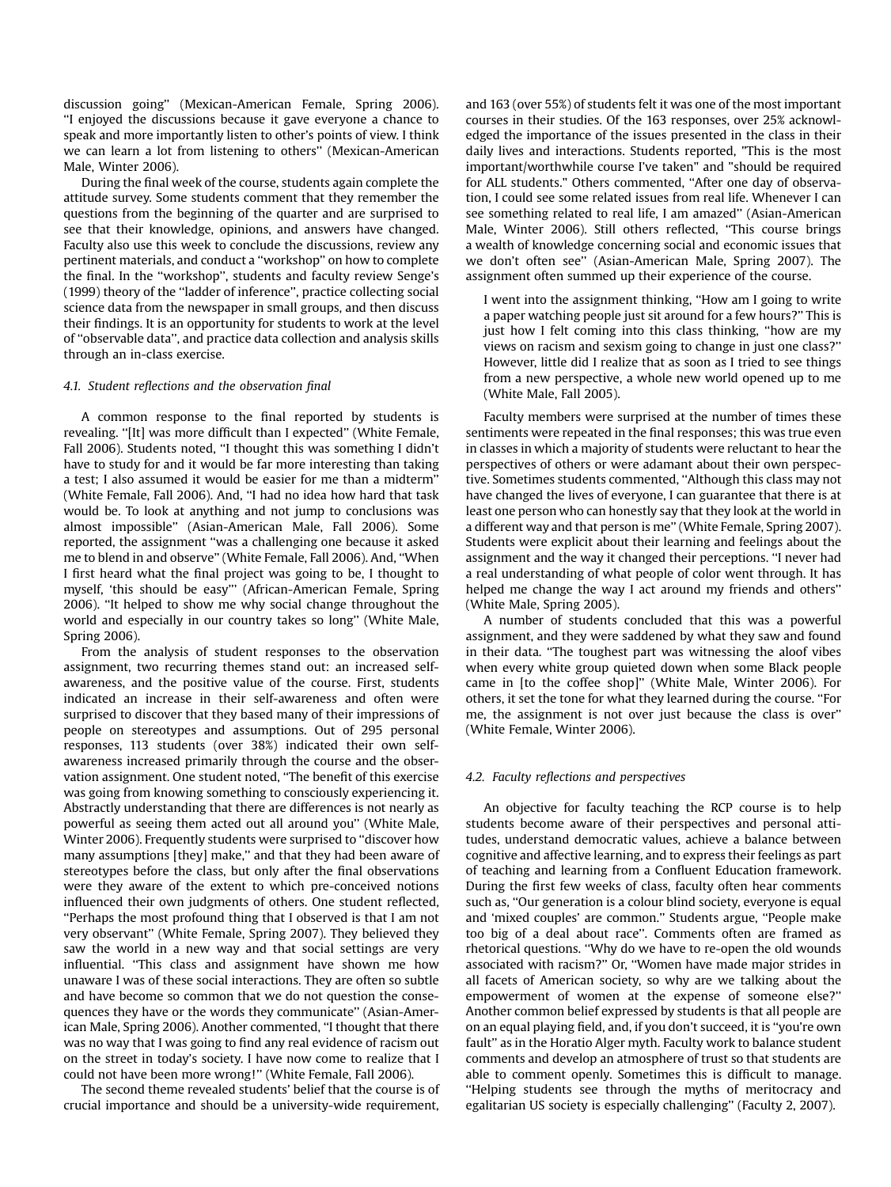discussion going'' (Mexican-American Female, Spring 2006). ''I enjoyed the discussions because it gave everyone a chance to speak and more importantly listen to other's points of view. I think we can learn a lot from listening to others'' (Mexican-American Male, Winter 2006).

During the final week of the course, students again complete the attitude survey. Some students comment that they remember the questions from the beginning of the quarter and are surprised to see that their knowledge, opinions, and answers have changed. Faculty also use this week to conclude the discussions, review any pertinent materials, and conduct a ''workshop'' on how to complete the final. In the ''workshop'', students and faculty review Senge's (1999) theory of the ''ladder of inference'', practice collecting social science data from the newspaper in small groups, and then discuss their findings. It is an opportunity for students to work at the level of ''observable data'', and practice data collection and analysis skills through an in-class exercise.

#### 4.1. Student reflections and the observation final

A common response to the final reported by students is revealing. ''[It] was more difficult than I expected'' (White Female, Fall 2006). Students noted, ''I thought this was something I didn't have to study for and it would be far more interesting than taking a test; I also assumed it would be easier for me than a midterm'' (White Female, Fall 2006). And, ''I had no idea how hard that task would be. To look at anything and not jump to conclusions was almost impossible'' (Asian-American Male, Fall 2006). Some reported, the assignment ''was a challenging one because it asked me to blend in and observe'' (White Female, Fall 2006). And, ''When I first heard what the final project was going to be, I thought to myself, 'this should be easy''' (African-American Female, Spring 2006). ''It helped to show me why social change throughout the world and especially in our country takes so long'' (White Male, Spring 2006).

From the analysis of student responses to the observation assignment, two recurring themes stand out: an increased self-awareness, and the positive value of the course. First, students indicated an increase in their self-awareness and often were surprised to discover that they based many of their impressions of people on stereotypes and assumptions. Out of 295 personal responses, 113 students (over 38%) indicated their own self-awareness increased primarily through the course and the observation assignment. One student noted, ''The benefit of this exercise was going from knowing something to consciously experiencing it. Abstractly understanding that there are differences is not nearly as powerful as seeing them acted out all around you'' (White Male, Winter 2006). Frequently students were surprised to ''discover how many assumptions [they] make,'' and that they had been aware of stereotypes before the class, but only after the final observations were they aware of the extent to which pre-conceived notions influenced their own judgments of others. One student reflected, ''Perhaps the most profound thing that I observed is that I am not very observant'' (White Female, Spring 2007). They believed they saw the world in a new way and that social settings are very influential. ''This class and assignment have shown me how unaware I was of these social interactions. They are often so subtle and have become so common that we do not question the consequences they have or the words they communicate'' (Asian-American Male, Spring 2006). Another commented, ''I thought that there was no way that I was going to find any real evidence of racism out on the street in today's society. I have now come to realize that I could not have been more wrong!'' (White Female, Fall 2006).

The second theme revealed students' belief that the course is of crucial importance and should be a university-wide requirement, and 163 (over 55%) of students felt it was one of the most important courses in their studies. Of the 163 responses, over 25% acknowledged the importance of the issues presented in the class in their daily lives and interactions. Students reported, "This is the most important/worthwhile course I've taken" and "should be required for ALL students." Others commented, ''After one day of observation, I could see some related issues from real life. Whenever I can see something related to real life, I am amazed'' (Asian-American Male, Winter 2006). Still others reflected, ''This course brings a wealth of knowledge concerning social and economic issues that we don't often see'' (Asian-American Male, Spring 2007). The assignment often summed up their experience of the course.

> I went into the assignment thinking, ''How am I going to write a paper watching people just sit around for a few hours?'' This is just how I felt coming into this class thinking, ''how are my views on racism and sexism going to change in just one class?'' However, little did I realize that as soon as I tried to see things from a new perspective, a whole new world opened up to me (White Male, Fall 2005).

Faculty members were surprised at the number of times these sentiments were repeated in the final responses; this was true even in classes in which a majority of students were reluctant to hear the perspectives of others or were adamant about their own perspective. Sometimes students commented, ''Although this class may not have changed the lives of everyone, I can guarantee that there is at least one person who can honestly say that they look at the world in a different way and that person is me'' (White Female, Spring 2007). Students were explicit about their learning and feelings about the assignment and the way it changed their perceptions. ''I never had a real understanding of what people of color went through. It has helped me change the way I act around my friends and others'' (White Male, Spring 2005).

A number of students concluded that this was a powerful assignment, and they were saddened by what they saw and found in their data. ''The toughest part was witnessing the aloof vibes when every white group quieted down when some Black people came in [to the coffee shop]'' (White Male, Winter 2006). For others, it set the tone for what they learned during the course. ''For me, the assignment is not over just because the class is over'' (White Female, Winter 2006).

#### 4.2. Faculty reflections and perspectives

An objective for faculty teaching the RCP course is to help students become aware of their perspectives and personal attitudes, understand democratic values, achieve a balance between cognitive and affective learning, and to express their feelings as part of teaching and learning from a Confluent Education framework. During the first few weeks of class, faculty often hear comments such as, ''Our generation is a colour blind society, everyone is equal and 'mixed couples' are common.'' Students argue, ''People make too big of a deal about race''. Comments often are framed as rhetorical questions. ''Why do we have to re-open the old wounds associated with racism?'' Or, ''Women have made major strides in all facets of American society, so why are we talking about the empowerment of women at the expense of someone else?'' Another common belief expressed by students is that all people are on an equal playing field, and, if you don't succeed, it is ''you're own fault'' as in the Horatio Alger myth. Faculty work to balance student comments and develop an atmosphere of trust so that students are able to comment openly. Sometimes this is difficult to manage. ''Helping students see through the myths of meritocracy and egalitarian US society is especially challenging'' (Faculty 2, 2007).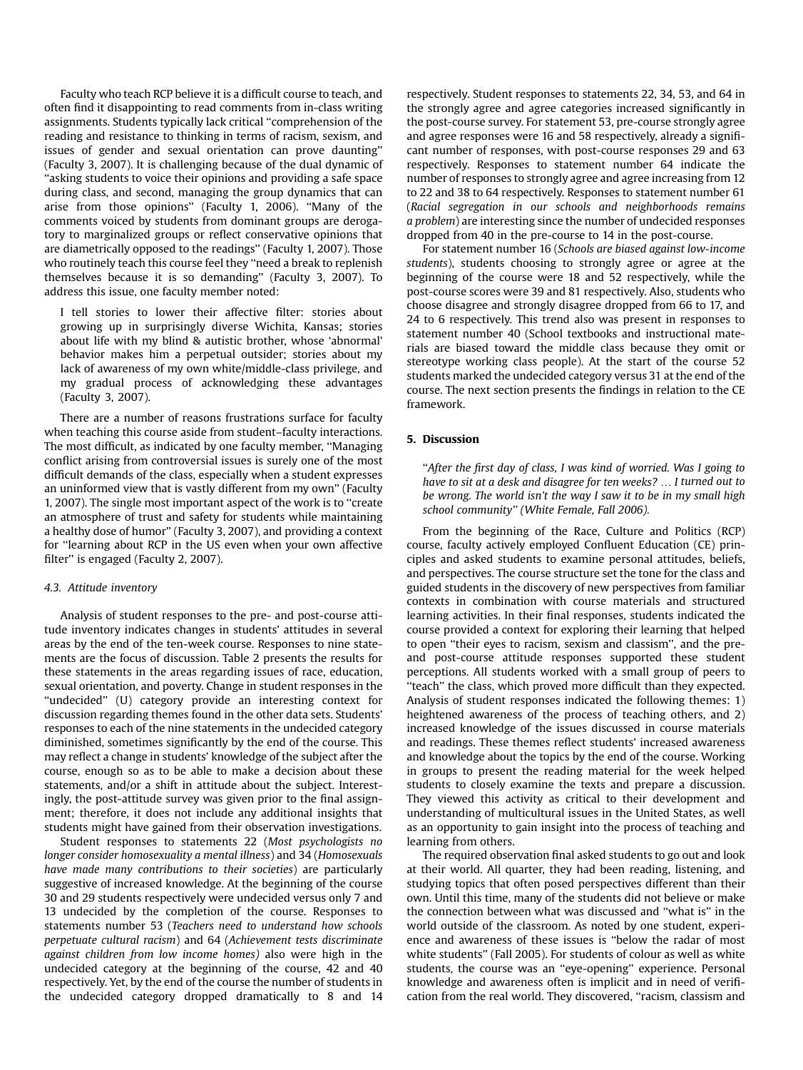Faculty who teach RCP believe it is a difficult course to teach, and often find it disappointing to read comments from in-class writing assignments. Students typically lack critical ''comprehension of the reading and resistance to thinking in terms of racism, sexism, and issues of gender and sexual orientation can prove daunting'' (Faculty 3, 2007). It is challenging because of the dual dynamic of ''asking students to voice their opinions and providing a safe space during class, and second, managing the group dynamics that can arise from those opinions'' (Faculty 1, 2006). ''Many of the comments voiced by students from dominant groups are derogatory to marginalized groups or reflect conservative opinions that are diametrically opposed to the readings'' (Faculty 1, 2007). Those who routinely teach this course feel they ''need a break to replenish themselves because it is so demanding'' (Faculty 3, 2007). To address this issue, one faculty member noted:

> I tell stories to lower their affective filter: stories about growing up in surprisingly diverse Wichita, Kansas; stories about life with my blind & autistic brother, whose 'abnormal' behavior makes him a perpetual outsider; stories about my lack of awareness of my own white/middle-class privilege, and my gradual process of acknowledging these advantages (Faculty 3, 2007).

There are a number of reasons frustrations surface for faculty when teaching this course aside from student–faculty interactions. The most difficult, as indicated by one faculty member, ''Managing conflict arising from controversial issues is surely one of the most difficult demands of the class, especially when a student expresses an uninformed view that is vastly different from my own'' (Faculty 1, 2007). The single most important aspect of the work is to ''create an atmosphere of trust and safety for students while maintaining a healthy dose of humor'' (Faculty 3, 2007), and providing a context for ''learning about RCP in the US even when your own affective filter'' is engaged (Faculty 2, 2007).

### 4.3. Attitude inventory

Analysis of student responses to the pre- and post-course attitude inventory indicates changes in students' attitudes in several areas by the end of the ten-week course. Responses to nine statements are the focus of discussion. Table 2 presents the results for these statements in the areas regarding issues of race, education, sexual orientation, and poverty. Change in student responses in the ''undecided'' (U) category provide an interesting context for discussion regarding themes found in the other data sets. Students' responses to each of the nine statements in the undecided category diminished, sometimes significantly by the end of the course. This may reflect a change in students' knowledge of the subject after the course, enough so as to be able to make a decision about these statements, and/or a shift in attitude about the subject. Interestingly, the post-attitude survey was given prior to the final assignment; therefore, it does not include any additional insights that students might have gained from their observation investigations.

Student responses to statements 22 (*Most psychologists no longer consider homosexuality a mental illness*) and 34 (*Homosexuals have made many contributions to their societies*) are particularly suggestive of increased knowledge. At the beginning of the course 30 and 29 students respectively were undecided versus only 7 and 13 undecided by the completion of the course. Responses to statements number 53 (*Teachers need to understand how schools perpetuate cultural racism*) and 64 (*Achievement tests discriminate against children from low income homes)* also were high in the undecided category at the beginning of the course, 42 and 40 respectively. Yet, by the end of the course the number of students in the undecided category dropped dramatically to 8 and 14 respectively. Student responses to statements 22, 34, 53, and 64 in the strongly agree and agree categories increased significantly in the post-course survey. For statement 53, pre-course strongly agree and agree responses were 16 and 58 respectively, already a significant number of responses, with post-course responses 29 and 63 respectively. Responses to statement number 64 indicate the number of responses to strongly agree and agree increasing from 12 to 22 and 38 to 64 respectively. Responses to statement number 61 (*Racial segregation in our schools and neighborhoods remains a problem*) are interesting since the number of undecided responses dropped from 40 in the pre-course to 14 in the post-course.

For statement number 16 (*Schools are biased against low-income students*), students choosing to strongly agree or agree at the beginning of the course were 18 and 52 respectively, while the post-course scores were 39 and 81 respectively. Also, students who choose disagree and strongly disagree dropped from 66 to 17, and 24 to 6 respectively. This trend also was present in responses to statement number 40 (School textbooks and instructional materials are biased toward the middle class because they omit or stereotype working class people). At the start of the course 52 students marked the undecided category versus 31 at the end of the course. The next section presents the findings in relation to the CE framework.

## 5. Discussion

> ''*After the first day of class, I was kind of worried. Was I going to have to sit at a desk and disagree for ten weeks? … I turned out to be wrong. The world isn't the way I saw it to be in my small high school community'' (White Female, Fall 2006).*

From the beginning of the Race, Culture and Politics (RCP) course, faculty actively employed Confluent Education (CE) principles and asked students to examine personal attitudes, beliefs, and perspectives. The course structure set the tone for the class and guided students in the discovery of new perspectives from familiar contexts in combination with course materials and structured learning activities. In their final responses, students indicated the course provided a context for exploring their learning that helped to open ''their eyes to racism, sexism and classism'', and the pre- and post-course attitude responses supported these student perceptions. All students worked with a small group of peers to ''teach'' the class, which proved more difficult than they expected. Analysis of student responses indicated the following themes: 1) heightened awareness of the process of teaching others, and 2) increased knowledge of the issues discussed in course materials and readings. These themes reflect students' increased awareness and knowledge about the topics by the end of the course. Working in groups to present the reading material for the week helped students to closely examine the texts and prepare a discussion. They viewed this activity as critical to their development and understanding of multicultural issues in the United States, as well as an opportunity to gain insight into the process of teaching and learning from others.

The required observation final asked students to go out and look at their world. All quarter, they had been reading, listening, and studying topics that often posed perspectives different than their own. Until this time, many of the students did not believe or make the connection between what was discussed and ''what is'' in the world outside of the classroom. As noted by one student, experience and awareness of these issues is ''below the radar of most white students'' (Fall 2005). For students of colour as well as white students, the course was an ''eye-opening'' experience. Personal knowledge and awareness often is implicit and in need of verification from the real world. They discovered, ''racism, classism and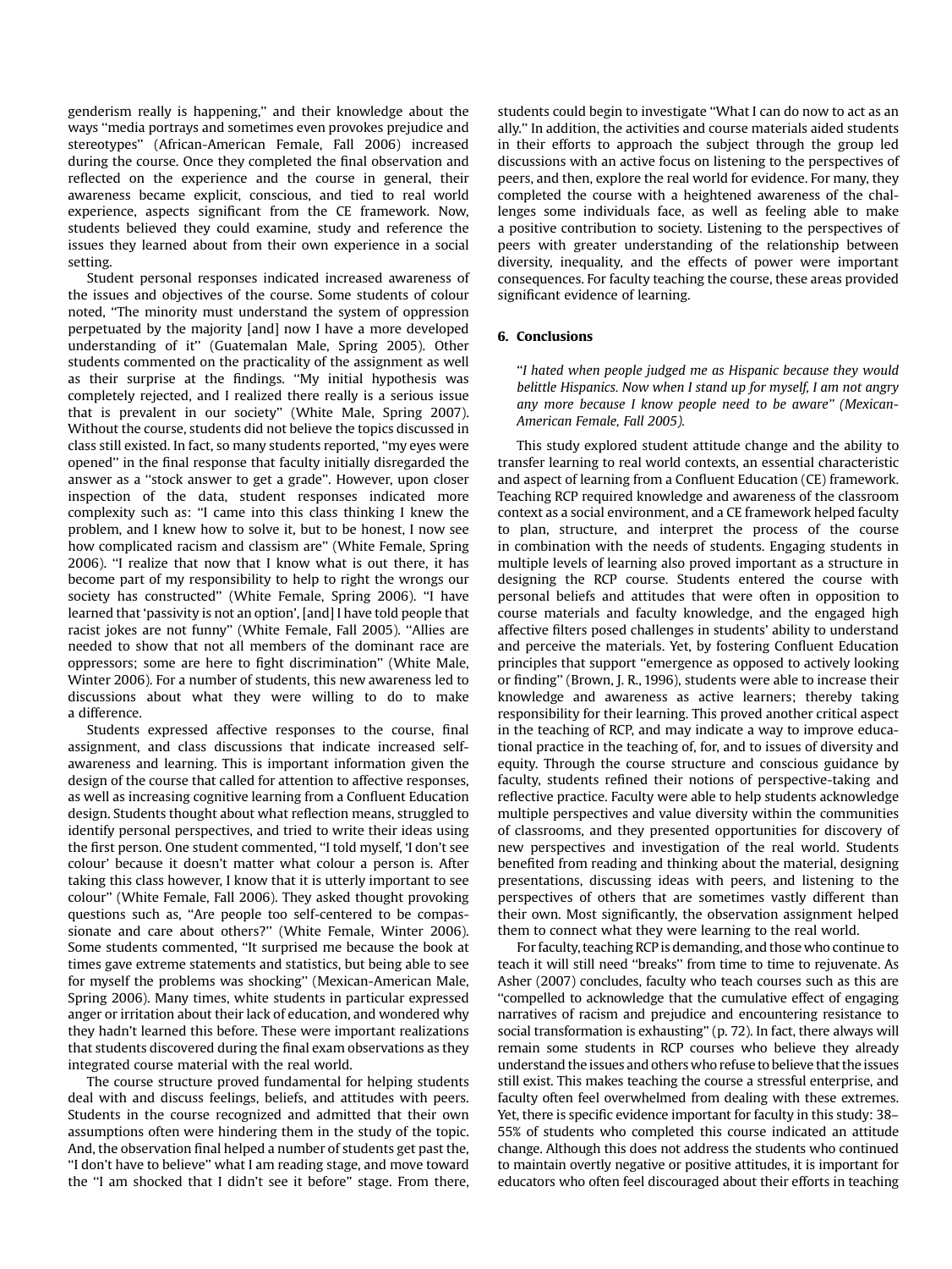genderism really is happening," and their knowledge about the ways "media portrays and sometimes even provokes prejudice and stereotypes" (African-American Female, Fall 2006) increased during the course. Once they completed the final observation and reflected on the experience and the course in general, their awareness became explicit, conscious, and tied to real world experience, aspects significant from the CE framework. Now, students believed they could examine, study and reference the issues they learned about from their own experience in a social setting.

Student personal responses indicated increased awareness of the issues and objectives of the course. Some students of colour noted, "The minority must understand the system of oppression perpetuated by the majority [and] now I have a more developed understanding of it" (Guatemalan Male, Spring 2005). Other students commented on the practicality of the assignment as well as their surprise at the findings. "My initial hypothesis was completely rejected, and I realized there really is a serious issue that is prevalent in our society" (White Male, Spring 2007). Without the course, students did not believe the topics discussed in class still existed. In fact, so many students reported, "my eyes were opened" in the final response that faculty initially disregarded the answer as a "stock answer to get a grade". However, upon closer inspection of the data, student responses indicated more complexity such as: "I came into this class thinking I knew the problem, and I knew how to solve it, but to be honest, I now see how complicated racism and classism are" (White Female, Spring 2006). "I realize that now that I know what is out there, it has become part of my responsibility to help to right the wrongs our society has constructed" (White Female, Spring 2006). "I have learned that 'passivity is not an option', [and] I have told people that racist jokes are not funny" (White Female, Fall 2005). "Allies are needed to show that not all members of the dominant race are oppressors; some are here to fight discrimination" (White Male, Winter 2006). For a number of students, this new awareness led to discussions about what they were willing to do to make a difference.

Students expressed affective responses to the course, final assignment, and class discussions that indicate increased self-awareness and learning. This is important information given the design of the course that called for attention to affective responses, as well as increasing cognitive learning from a Confluent Education design. Students thought about what reflection means, struggled to identify personal perspectives, and tried to write their ideas using the first person. One student commented, "I told myself, 'I don't see colour' because it doesn't matter what colour a person is. After taking this class however, I know that it is utterly important to see colour" (White Female, Fall 2006). They asked thought provoking questions such as, "Are people too self-centered to be compassionate and care about others?" (White Female, Winter 2006). Some students commented, "It surprised me because the book at times gave extreme statements and statistics, but being able to see for myself the problems was shocking" (Mexican-American Male, Spring 2006). Many times, white students in particular expressed anger or irritation about their lack of education, and wondered why they hadn't learned this before. These were important realizations that students discovered during the final exam observations as they integrated course material with the real world.

The course structure proved fundamental for helping students deal with and discuss feelings, beliefs, and attitudes with peers. Students in the course recognized and admitted that their own assumptions often were hindering them in the study of the topic. And, the observation final helped a number of students get past the, "I don't have to believe" what I am reading stage, and move toward the "I am shocked that I didn't see it before" stage. From there, students could begin to investigate "What I can do now to act as an ally." In addition, the activities and course materials aided students in their efforts to approach the subject through the group led discussions with an active focus on listening to the perspectives of peers, and then, explore the real world for evidence. For many, they completed the course with a heightened awareness of the challenges some individuals face, as well as feeling able to make a positive contribution to society. Listening to the perspectives of peers with greater understanding of the relationship between diversity, inequality, and the effects of power were important consequences. For faculty teaching the course, these areas provided significant evidence of learning.

## 6. Conclusions

"*I hated when people judged me as Hispanic because they would belittle Hispanics. Now when I stand up for myself, I am not angry any more because I know people need to be aware" (Mexican-American Female, Fall 2005).*

This study explored student attitude change and the ability to transfer learning to real world contexts, an essential characteristic and aspect of learning from a Confluent Education (CE) framework. Teaching RCP required knowledge and awareness of the classroom context as a social environment, and a CE framework helped faculty to plan, structure, and interpret the process of the course in combination with the needs of students. Engaging students in multiple levels of learning also proved important as a structure in designing the RCP course. Students entered the course with personal beliefs and attitudes that were often in opposition to course materials and faculty knowledge, and the engaged high affective filters posed challenges in students' ability to understand and perceive the materials. Yet, by fostering Confluent Education principles that support "emergence as opposed to actively looking or finding" (Brown, J. R., 1996), students were able to increase their knowledge and awareness as active learners; thereby taking responsibility for their learning. This proved another critical aspect in the teaching of RCP, and may indicate a way to improve educational practice in the teaching of, for, and to issues of diversity and equity. Through the course structure and conscious guidance by faculty, students refined their notions of perspective-taking and reflective practice. Faculty were able to help students acknowledge multiple perspectives and value diversity within the communities of classrooms, and they presented opportunities for discovery of new perspectives and investigation of the real world. Students benefited from reading and thinking about the material, designing presentations, discussing ideas with peers, and listening to the perspectives of others that are sometimes vastly different than their own. Most significantly, the observation assignment helped them to connect what they were learning to the real world.

For faculty, teaching RCP is demanding, and those who continue to teach it will still need "breaks" from time to time to rejuvenate. As Asher (2007) concludes, faculty who teach courses such as this are "compelled to acknowledge that the cumulative effect of engaging narratives of racism and prejudice and encountering resistance to social transformation is exhausting" (p. 72). In fact, there always will remain some students in RCP courses who believe they already understand the issues and others who refuse to believe that the issues still exist. This makes teaching the course a stressful enterprise, and faculty often feel overwhelmed from dealing with these extremes. Yet, there is specific evidence important for faculty in this study: 38–55% of students who completed this course indicated an attitude change. Although this does not address the students who continued to maintain overtly negative or positive attitudes, it is important for educators who often feel discouraged about their efforts in teaching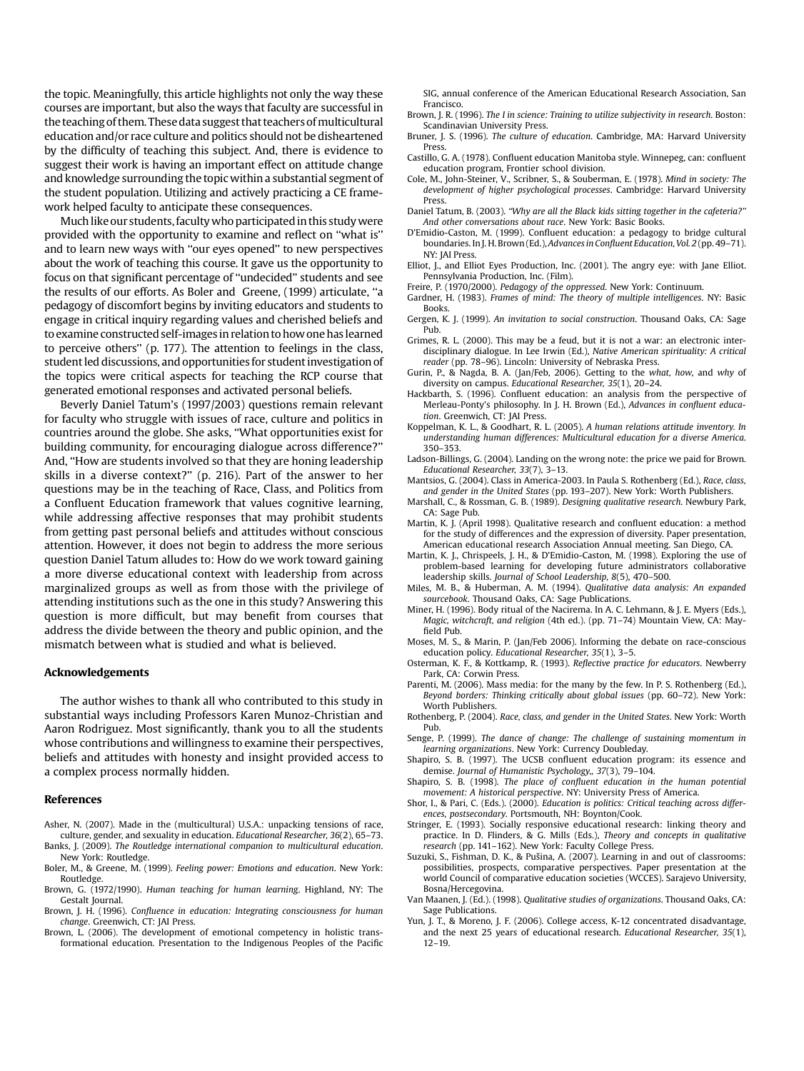the topic. Meaningfully, this article highlights not only the way these courses are important, but also the ways that faculty are successful in the teaching of them. These data suggest that teachers of multicultural education and/or race culture and politics should not be disheartened by the difficulty of teaching this subject. And, there is evidence to suggest their work is having an important effect on attitude change and knowledge surrounding the topic within a substantial segment of the student population. Utilizing and actively practicing a CE framework helped faculty to anticipate these consequences.

Much like our students, faculty who participated in this study were provided with the opportunity to examine and reflect on ''what is'' and to learn new ways with ''our eyes opened'' to new perspectives about the work of teaching this course. It gave us the opportunity to focus on that significant percentage of ''undecided'' students and see the results of our efforts. As Boler and Greene, (1999) articulate, ''a pedagogy of discomfort begins by inviting educators and students to engage in critical inquiry regarding values and cherished beliefs and to examine constructed self-images in relation to how one has learned to perceive others'' (p. 177). The attention to feelings in the class, student led discussions, and opportunities for student investigation of the topics were critical aspects for teaching the RCP course that generated emotional responses and activated personal beliefs.

Beverly Daniel Tatum's (1997/2003) questions remain relevant for faculty who struggle with issues of race, culture and politics in countries around the globe. She asks, ''What opportunities exist for building community, for encouraging dialogue across difference?'' And, ''How are students involved so that they are honing leadership skills in a diverse context?'' (p. 216). Part of the answer to her questions may be in the teaching of Race, Class, and Politics from a Confluent Education framework that values cognitive learning, while addressing affective responses that may prohibit students from getting past personal beliefs and attitudes without conscious attention. However, it does not begin to address the more serious question Daniel Tatum alludes to: How do we work toward gaining a more diverse educational context with leadership from across marginalized groups as well as from those with the privilege of attending institutions such as the one in this study? Answering this question is more difficult, but may benefit from courses that address the divide between the theory and public opinion, and the mismatch between what is studied and what is believed.

## Acknowledgements

The author wishes to thank all who contributed to this study in substantial ways including Professors Karen Munoz-Christian and Aaron Rodriguez. Most significantly, thank you to all the students whose contributions and willingness to examine their perspectives, beliefs and attitudes with honesty and insight provided access to a complex process normally hidden.

## References

Asher, N. (2007). Made in the (multicultural) U.S.A.: unpacking tensions of race, culture, gender, and sexuality in education. *Educational Researcher, 36*(2), 65–73.

Banks, J. (2009). *The Routledge international companion to multicultural education*. New York: Routledge.

Boler, M., & Greene, M. (1999). *Feeling power: Emotions and education*. New York: Routledge.

Brown, G. (1972/1990). *Human teaching for human learning*. Highland, NY: The Gestalt Journal.

Brown, J. H. (1996). *Confluence in education: Integrating consciousness for human change*. Greenwich, CT: JAI Press.

Brown, L. (2006). The development of emotional competency in holistic transformational education. Presentation to the Indigenous Peoples of the Pacific SIG, annual conference of the American Educational Research Association, San Francisco.

Brown, J. R. (1996). *The I in science: Training to utilize subjectivity in research*. Boston: Scandinavian University Press.

Bruner, J. S. (1996). *The culture of education*. Cambridge, MA: Harvard University Press.

Castillo, G. A. (1978). Confluent education Manitoba style. Winnepeg, can: confluent education program, Frontier school division.

Cole, M., John-Steiner, V., Scribner, S., & Souberman, E. (1978). *Mind in society: The development of higher psychological processes*. Cambridge: Harvard University Press.

Daniel Tatum, B. (2003). *''Why are all the Black kids sitting together in the cafeteria?'' And other conversations about race*. New York: Basic Books.

D'Emidio-Caston, M. (1999). Confluent education: a pedagogy to bridge cultural boundaries. In J. H. Brown (Ed.), *Advances in Confluent Education, Vol. 2* (pp. 49–71). NY: JAI Press.

Elliot, J., and Elliot Eyes Production, Inc. (2001). The angry eye: with Jane Elliot. Pennsylvania Production, Inc. (Film).

Freire, P. (1970/2000). *Pedagogy of the oppressed*. New York: Continuum.

Gardner, H. (1983). *Frames of mind: The theory of multiple intelligences*. NY: Basic Books.

Gergen, K. J. (1999). *An invitation to social construction*. Thousand Oaks, CA: Sage Pub.

Grimes, R. L. (2000). This may be a feud, but it is not a war: an electronic interdisciplinary dialogue. In Lee Irwin (Ed.), *Native American spirituality: A critical reader* (pp. 78–96). Lincoln: University of Nebraska Press.

Gurin, P., & Nagda, B. A. (Jan/Feb, 2006). Getting to the *what, how*, and *why* of diversity on campus. *Educational Researcher, 35*(1), 20–24.

Hackbarth, S. (1996). Confluent education: an analysis from the perspective of Merleau-Ponty's philosophy. In J. H. Brown (Ed.), *Advances in confluent education*. Greenwich, CT: JAI Press.

Koppelman, K. L., & Goodhart, R. L. (2005). *A human relations attitude inventory. In understanding human differences: Multicultural education for a diverse America*. 350–353.

Ladson-Billings, G. (2004). Landing on the wrong note: the price we paid for Brown. *Educational Researcher, 33*(7), 3–13.

Mantsios, G. (2004). Class in America-2003. In Paula S. Rothenberg (Ed.), *Race, class, and gender in the United States* (pp. 193–207). New York: Worth Publishers.

Marshall, C., & Rossman, G. B. (1989). *Designing qualitative research*. Newbury Park, CA: Sage Pub.

Martin, K. J. (April 1998). Qualitative research and confluent education: a method for the study of differences and the expression of diversity. Paper presentation, American educational research Association Annual meeting. San Diego, CA.

Martin, K. J., Chrispeels, J. H., & D'Emidio-Caston, M. (1998). Exploring the use of problem-based learning for developing future administrators collaborative leadership skills. *Journal of School Leadership, 8*(5), 470–500.

Miles, M. B., & Huberman, A. M. (1994). *Qualitative data analysis: An expanded sourcebook*. Thousand Oaks, CA: Sage Publications.

Miner, H. (1996). Body ritual of the Nacirema. In A. C. Lehmann, & J. E. Myers (Eds.), *Magic, witchcraft, and religion* (4th ed.). (pp. 71–74) Mountain View, CA: Mayfield Pub.

Moses, M. S., & Marin, P. (Jan/Feb 2006). Informing the debate on race-conscious education policy. *Educational Researcher, 35*(1), 3–5.

Osterman, K. F., & Kottkamp, R. (1993). *Reflective practice for educators*. Newberry Park, CA: Corwin Press.

Parenti, M. (2006). Mass media: for the many by the few. In P. S. Rothenberg (Ed.), *Beyond borders: Thinking critically about global issues* (pp. 60–72). New York: Worth Publishers.

Rothenberg, P. (2004). *Race, class, and gender in the United States*. New York: Worth Pub.

Senge, P. (1999). *The dance of change: The challenge of sustaining momentum in learning organizations*. New York: Currency Doubleday.

Shapiro, S. B. (1997). The UCSB confluent education program: its essence and demise. *Journal of Humanistic Psychology,, 37*(3), 79–104.

Shapiro, S. B. (1998). *The place of confluent education in the human potential movement: A historical perspective*. NY: University Press of America.

Shor, I., & Pari, C. (Eds.). (2000). *Education is politics: Critical teaching across differences, postsecondary*. Portsmouth, NH: Boynton/Cook.

Stringer, E. (1993). Socially responsive educational research: linking theory and practice. In D. Flinders, & G. Mills (Eds.), *Theory and concepts in qualitative research* (pp. 141–162). New York: Faculty College Press.

Suzuki, S., Fishman, D. K., & Pušina, A. (2007). Learning in and out of classrooms: possibilities, prospects, comparative perspectives. Paper presentation at the world Council of comparative education societies (WCCES). Sarajevo University, Bosna/Hercegovina.

Van Maanen, J. (Ed.). (1998). *Qualitative studies of organizations*. Thousand Oaks, CA: Sage Publications.

Yun, J. T., & Moreno, J. F. (2006). College access, K-12 concentrated disadvantage, and the next 25 years of educational research. *Educational Researcher, 35*(1), 12–19.